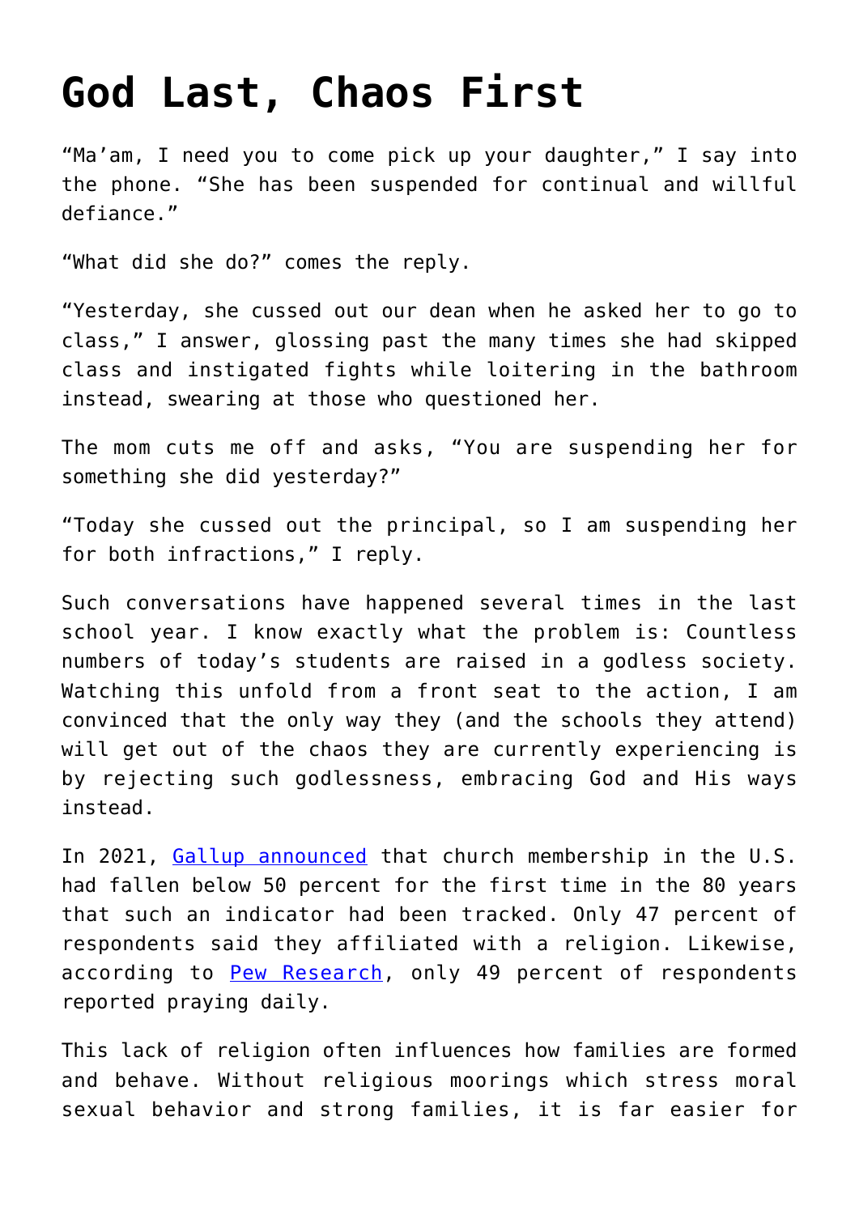# God Last, Chaos First

"Ma'am, I need you to come pick up your daughter," I say into the phone. "She has been suspended for continual and willful defiance."

"What did she do?" comes the reply.

"Yesterday, she cussed out our dean when he asked her to go to class," I answer, glossing past the many times she had skipped class and instigated fights while loitering in the bathroom instead, swearing at those who questioned her.

The mom cuts me off and asks, "You are suspending her for something she did yesterday?"

"Today she cussed out the principal, so I am suspending her for both infractions," I reply.

Such conversations have happened several times in the last school year. I know exactly what the problem is: Countless numbers of today's students are raised in a godless society. Watching this unfold from a front seat to the action, I am convinced that the only way they (and the schools they attend) will get out of the chaos they are currently experiencing is by rejecting such godlessness, embracing God and His ways instead.

In 2021, [Gallup announced](#) that church membership in the U.S. had fallen below 50 percent for the first time in the 80 years that such an indicator had been tracked. Only 47 percent of respondents said they affiliated with a religion. Likewise, according to [Pew Research](#), only 49 percent of respondents reported praying daily.

This lack of religion often influences how families are formed and behave. Without religious moorings which stress moral sexual behavior and strong families, it is far easier for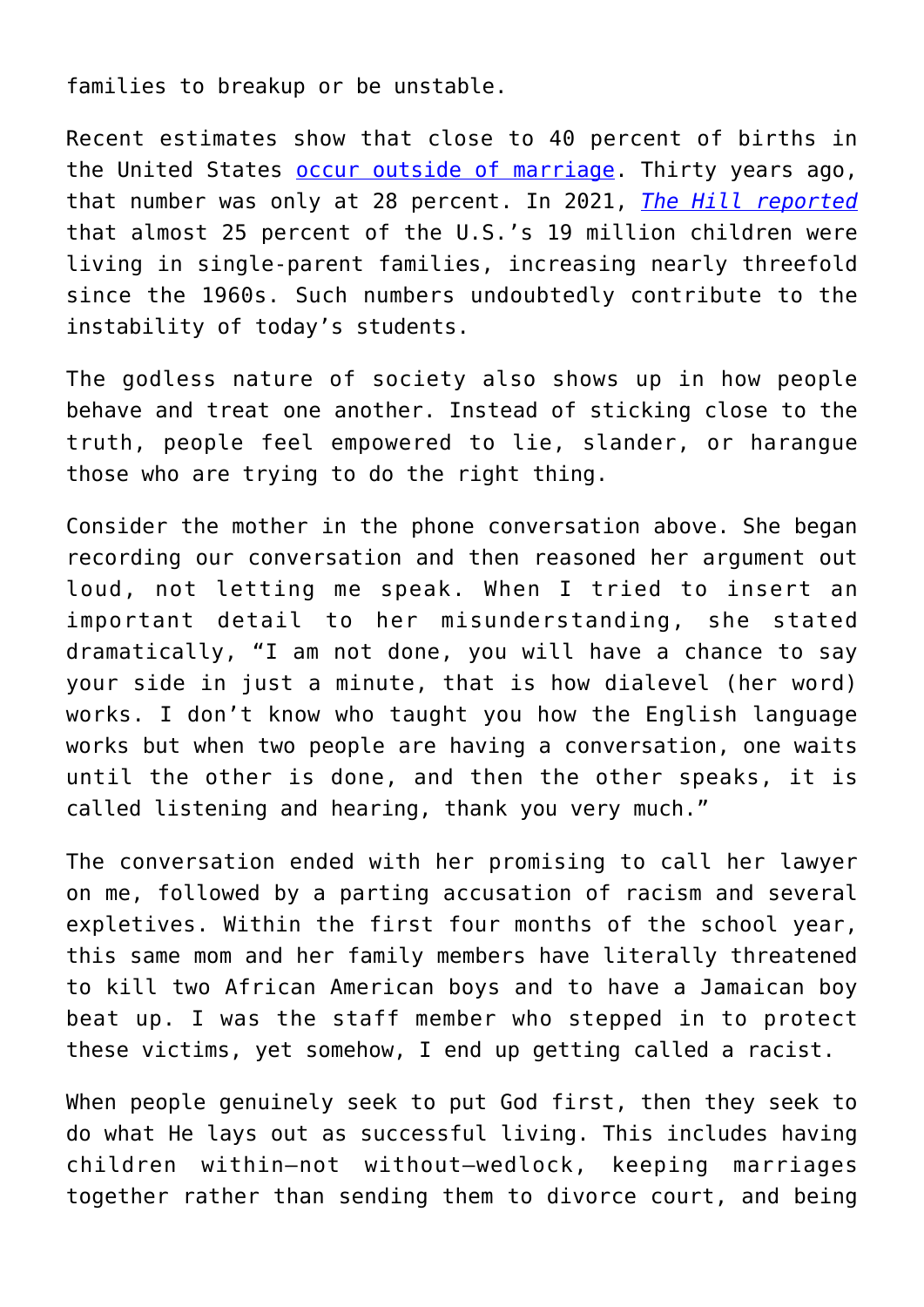families to breakup or be unstable.

Recent estimates show that close to 40 percent of births in the United States occur outside of marriage. Thirty years ago, that number was only at 28 percent. In 2021, *The Hill reported* that almost 25 percent of the U.S.'s 19 million children were living in single-parent families, increasing nearly threefold since the 1960s. Such numbers undoubtedly contribute to the instability of today's students.

The godless nature of society also shows up in how people behave and treat one another. Instead of sticking close to the truth, people feel empowered to lie, slander, or harangue those who are trying to do the right thing.

Consider the mother in the phone conversation above. She began recording our conversation and then reasoned her argument out loud, not letting me speak. When I tried to insert an important detail to her misunderstanding, she stated dramatically, "I am not done, you will have a chance to say your side in just a minute, that is how dialevel (her word) works. I don't know who taught you how the English language works but when two people are having a conversation, one waits until the other is done, and then the other speaks, it is called listening and hearing, thank you very much."

The conversation ended with her promising to call her lawyer on me, followed by a parting accusation of racism and several expletives. Within the first four months of the school year, this same mom and her family members have literally threatened to kill two African American boys and to have a Jamaican boy beat up. I was the staff member who stepped in to protect these victims, yet somehow, I end up getting called a racist.

When people genuinely seek to put God first, then they seek to do what He lays out as successful living. This includes having children within—not without—wedlock, keeping marriages together rather than sending them to divorce court, and being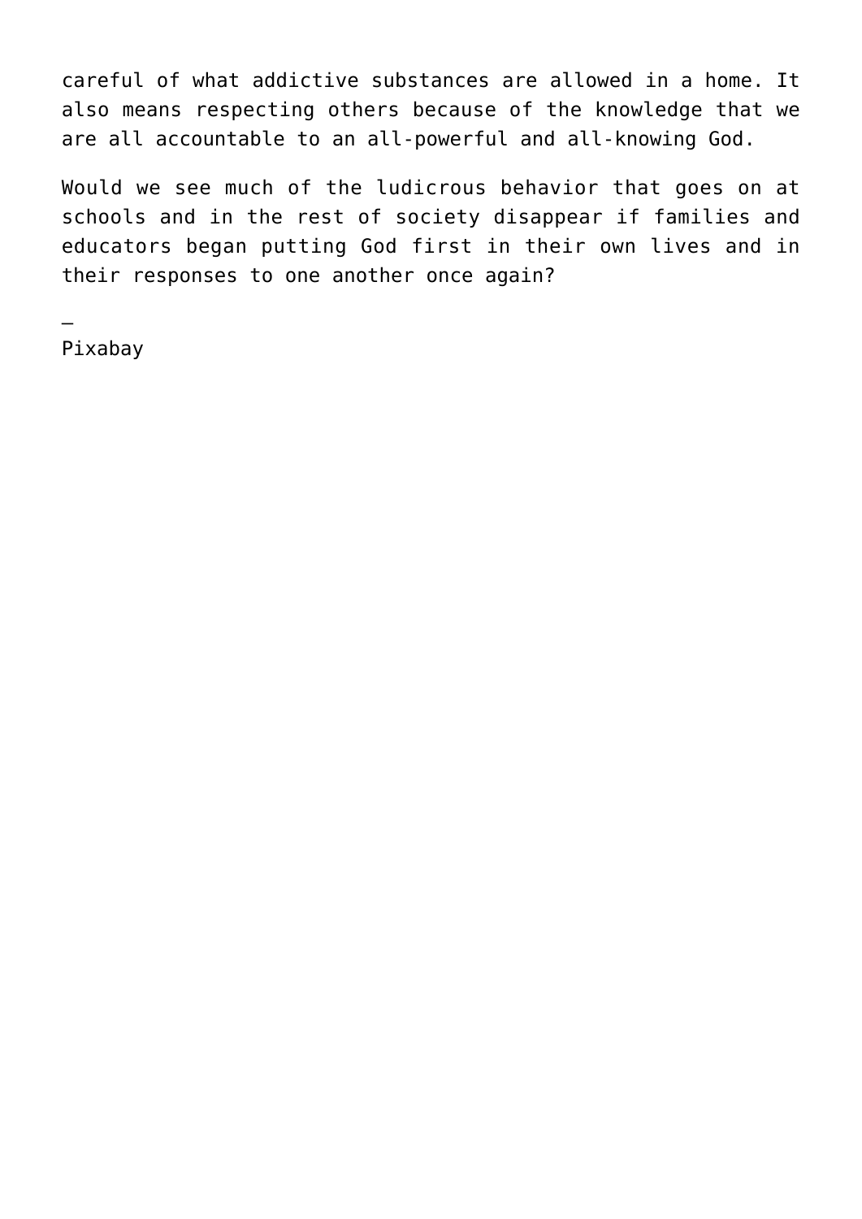careful of what addictive substances are allowed in a home. It also means respecting others because of the knowledge that we are all accountable to an all-powerful and all-knowing God.

Would we see much of the ludicrous behavior that goes on at schools and in the rest of society disappear if families and educators began putting God first in their own lives and in their responses to one another once again?

—
Pixabay